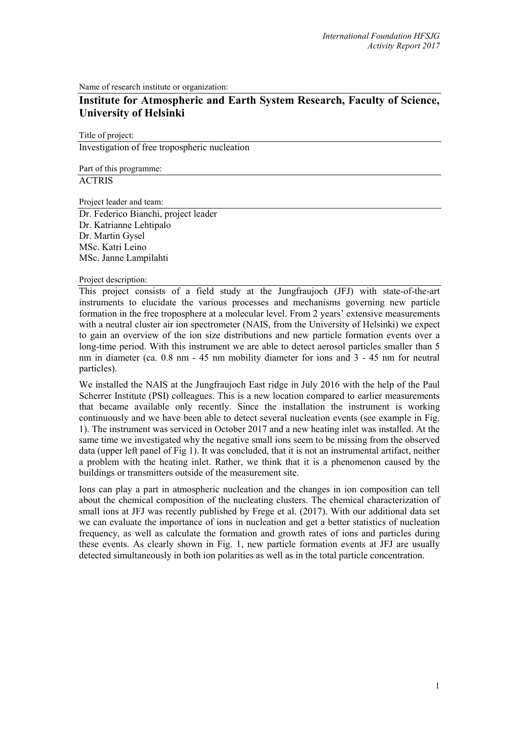Name of research institute or organization:

## Institute for Atmospheric and Earth System Research, Faculty of Science, University of Helsinki

Title of project:

Investigation of free tropospheric nucleation

Part of this programme:

ACTRIS

Project leader and team:

Dr. Federico Bianchi, project leader
Dr. Katrianne Lehtipalo
Dr. Martin Gysel
MSc. Katri Leino
MSc. Janne Lampilahti

Project description:

This project consists of a field study at the Jungfraujoch (JFJ) with state-of-the-art instruments to elucidate the various processes and mechanisms governing new particle formation in the free troposphere at a molecular level. From 2 years' extensive measurements with a neutral cluster air ion spectrometer (NAIS, from the University of Helsinki) we expect to gain an overview of the ion size distributions and new particle formation events over a long-time period. With this instrument we are able to detect aerosol particles smaller than 5 nm in diameter (ca. 0.8 nm - 45 nm mobility diameter for ions and 3 - 45 nm for neutral particles).

We installed the NAIS at the Jungfraujoch East ridge in July 2016 with the help of the Paul Scherrer Institute (PSI) colleagues. This is a new location compared to earlier measurements that became available only recently. Since the installation the instrument is working continuously and we have been able to detect several nucleation events (see example in Fig. 1). The instrument was serviced in October 2017 and a new heating inlet was installed. At the same time we investigated why the negative small ions seem to be missing from the observed data (upper left panel of Fig 1). It was concluded, that it is not an instrumental artifact, neither a problem with the heating inlet. Rather, we think that it is a phenomenon caused by the buildings or transmitters outside of the measurement site.

Ions can play a part in atmospheric nucleation and the changes in ion composition can tell about the chemical composition of the nucleating clusters. The chemical characterization of small ions at JFJ was recently published by Frege et al. (2017). With our additional data set we can evaluate the importance of ions in nucleation and get a better statistics of nucleation frequency, as well as calculate the formation and growth rates of ions and particles during these events. As clearly shown in Fig. 1, new particle formation events at JFJ are usually detected simultaneously in both ion polarities as well as in the total particle concentration.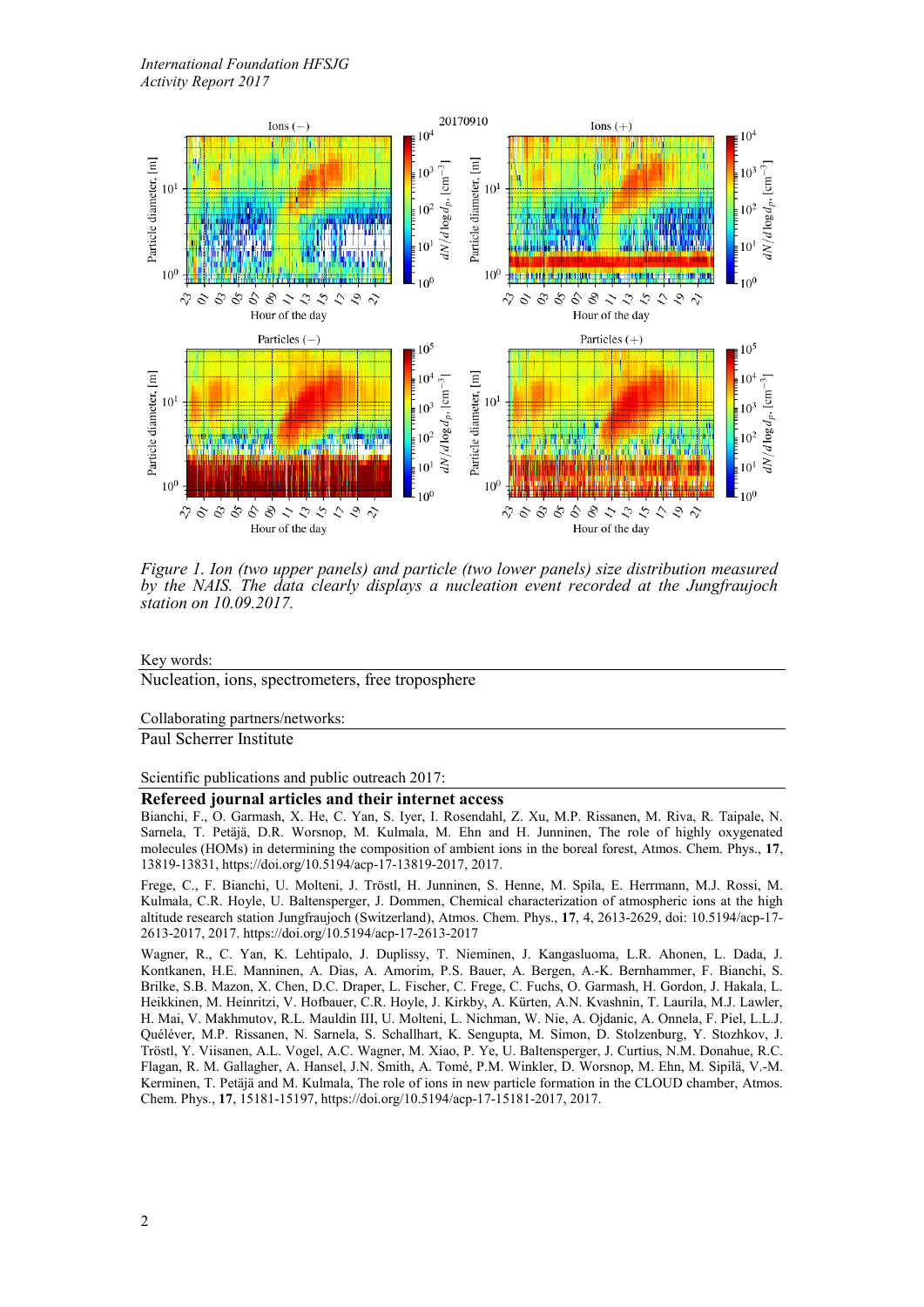Figure 1. *Ion (two upper panels) and particle (two lower panels) size distribution measured by the NAIS. The data clearly displays a nucleation event recorded at the Jungfraujoch station on 10.09.2017.*

Key words:

Nucleation, ions, spectrometers, free troposphere

Collaborating partners/networks:

Paul Scherrer Institute

Scientific publications and public outreach 2017:

**Refereed journal articles and their internet access**

Bianchi, F., O. Garmash, X. He, C. Yan, S. Iyer, I. Rosendahl, Z. Xu, M.P. Rissanen, M. Riva, R. Taipale, N. Sarnela, T. Petäjä, D.R. Worsnop, M. Kulmala, M. Ehn and H. Junninen, The role of highly oxygenated molecules (HOMs) in determining the composition of ambient ions in the boreal forest, Atmos. Chem. Phys., **17**, 13819-13831, https://doi.org/10.5194/acp-17-13819-2017, 2017.

Frege, C., F. Bianchi, U. Molteni, J. Tröstl, H. Junninen, S. Henne, M. Spila, E. Herrmann, M.J. Rossi, M. Kulmala, C.R. Hoyle, U. Baltensperger, J. Dommen, Chemical characterization of atmospheric ions at the high altitude research station Jungfraujoch (Switzerland), Atmos. Chem. Phys., **17**, 4, 2613-2629, doi: 10.5194/acp-17-2613-2017, 2017. https://doi.org/10.5194/acp-17-2613-2017

Wagner, R., C. Yan, K. Lehtipalo, J. Duplissy, T. Nieminen, J. Kangasluoma, L.R. Ahonen, L. Dada, J. Kontkanen, H.E. Manninen, A. Dias, A. Amorim, P.S. Bauer, A. Bergen, A.-K. Bernhammer, F. Bianchi, S. Brilke, S.B. Mazon, X. Chen, D.C. Draper, L. Fischer, C. Frege, C. Fuchs, O. Garmash, H. Gordon, J. Hakala, L. Heikkinen, M. Heinritzi, V. Hofbauer, C.R. Hoyle, J. Kirkby, A. Kürten, A.N. Kvashnin, T. Laurila, M.J. Lawler, H. Mai, V. Makhmutov, R.L. Mauldin III, U. Molteni, L. Nichman, W. Nie, A. Ojdanic, A. Onnela, F. Piel, L.L.J. Quéléver, M.P. Rissanen, N. Sarnela, S. Schallhart, K. Sengupta, M. Simon, D. Stolzenburg, Y. Stozhkov, J. Tröstl, Y. Viisanen, A.L. Vogel, A.C. Wagner, M. Xiao, P. Ye, U. Baltensperger, J. Curtius, N.M. Donahue, R.C. Flagan, R. M. Gallagher, A. Hansel, J.N. Smith, A. Tomé, P.M. Winkler, D. Worsnop, M. Ehn, M. Sipilä, V.-M. Kerminen, T. Petäjä and M. Kulmala, The role of ions in new particle formation in the CLOUD chamber, Atmos. Chem. Phys., **17**, 15181-15197, https://doi.org/10.5194/acp-17-15181-2017, 2017.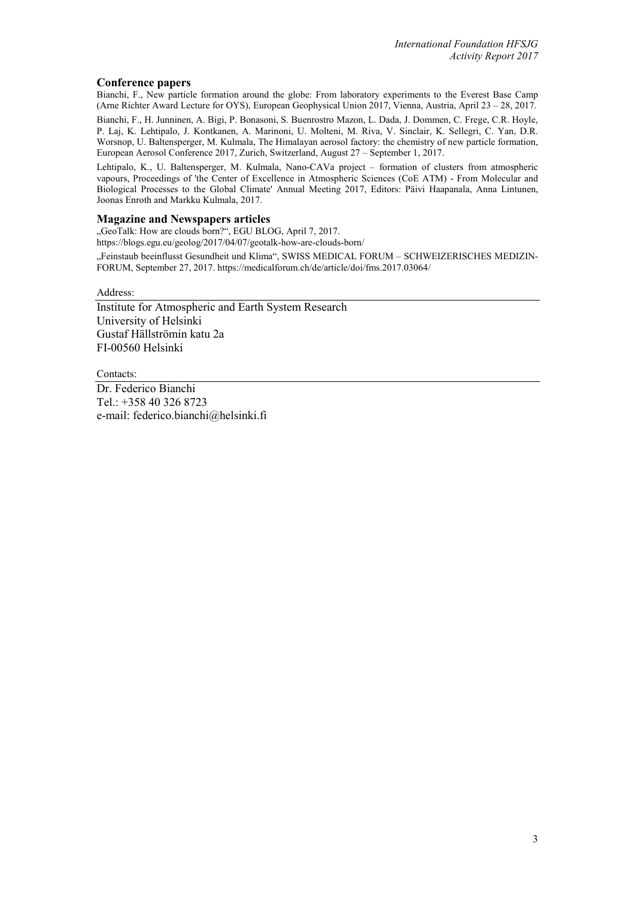## Conference papers

Bianchi, F., New particle formation around the globe: From laboratory experiments to the Everest Base Camp (Arne Richter Award Lecture for OYS), European Geophysical Union 2017, Vienna, Austria, April 23 – 28, 2017.

Bianchi, F., H. Junninen, A. Bigi, P. Bonasoni, S. Buenrostro Mazon, L. Dada, J. Dommen, C. Frege, C.R. Hoyle, P. Laj, K. Lehtipalo, J. Kontkanen, A. Marinoni, U. Molteni, M. Riva, V. Sinclair, K. Sellegri, C. Yan, D.R. Worsnop, U. Baltensperger, M. Kulmala, The Himalayan aerosol factory: the chemistry of new particle formation, European Aerosol Conference 2017, Zurich, Switzerland, August 27 – September 1, 2017.

Lehtipalo, K., U. Baltensperger, M. Kulmala, Nano-CAVa project – formation of clusters from atmospheric vapours, Proceedings of 'the Center of Excellence in Atmospheric Sciences (CoE ATM) - From Molecular and Biological Processes to the Global Climate' Annual Meeting 2017, Editors: Päivi Haapanala, Anna Lintunen, Joonas Enroth and Markku Kulmala, 2017.

## Magazine and Newspapers articles

„GeoTalk: How are clouds born?", EGU BLOG, April 7, 2017.
https://blogs.egu.eu/geolog/2017/04/07/geotalk-how-are-clouds-born/

„Feinstaub beeinflusst Gesundheit und Klima", SWISS MEDICAL FORUM – SCHWEIZERISCHES MEDIZIN-FORUM, September 27, 2017. https://medicalforum.ch/de/article/doi/fms.2017.03064/

Address:

Institute for Atmospheric and Earth System Research
University of Helsinki
Gustaf Hällströmin katu 2a
FI-00560 Helsinki

Contacts:

Dr. Federico Bianchi
Tel.: +358 40 326 8723
e-mail: federico.bianchi@helsinki.fi